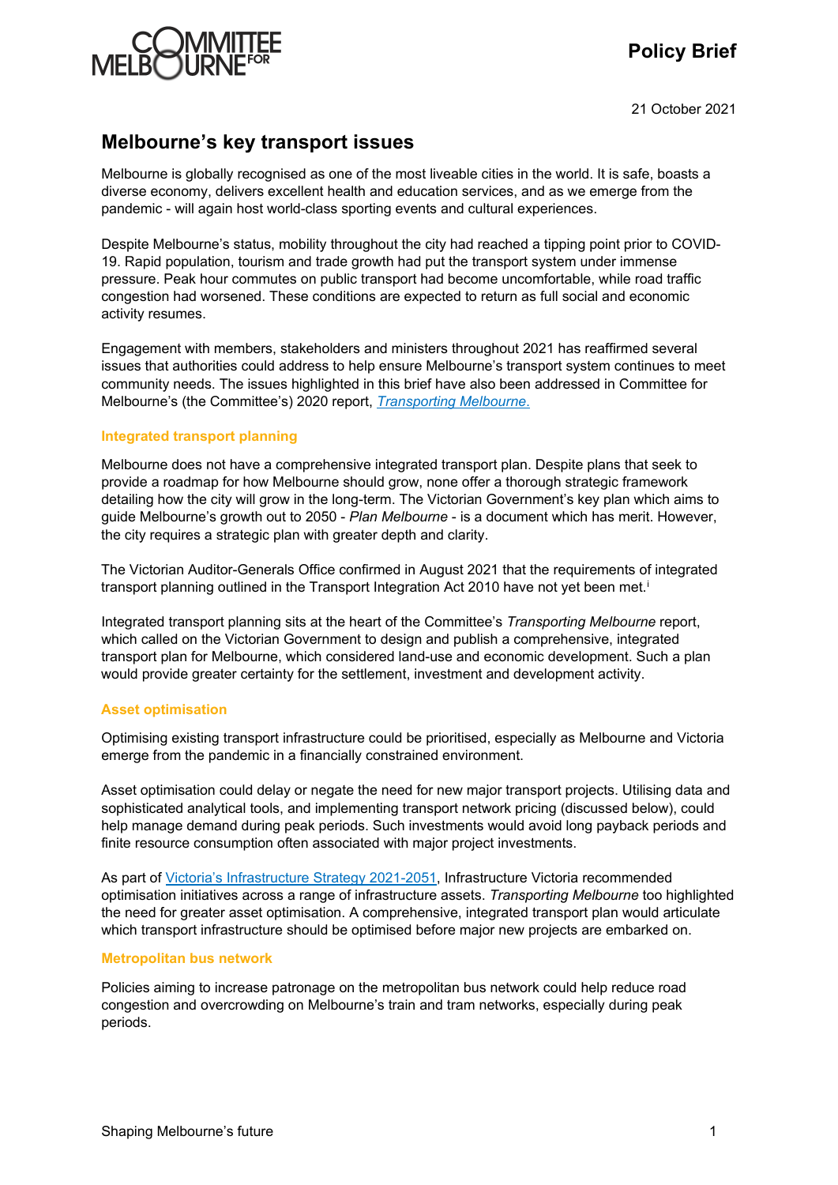**Policy Brief**

21 October 2021

# Melbourne's key transport issues

Melbourne is globally recognised as one of the most liveable cities in the world. It is safe, boasts a diverse economy, delivers excellent health and education services, and as we emerge from the pandemic - will again host world-class sporting events and cultural experiences.

Despite Melbourne's status, mobility throughout the city had reached a tipping point prior to COVID-19. Rapid population, tourism and trade growth had put the transport system under immense pressure. Peak hour commutes on public transport had become uncomfortable, while road traffic congestion had worsened. These conditions are expected to return as full social and economic activity resumes.

Engagement with members, stakeholders and ministers throughout 2021 has reaffirmed several issues that authorities could address to help ensure Melbourne's transport system continues to meet community needs. The issues highlighted in this brief have also been addressed in Committee for Melbourne's (the Committee's) 2020 report, *Transporting Melbourne*.

## Integrated transport planning

Melbourne does not have a comprehensive integrated transport plan. Despite plans that seek to provide a roadmap for how Melbourne should grow, none offer a thorough strategic framework detailing how the city will grow in the long-term. The Victorian Government's key plan which aims to guide Melbourne's growth out to 2050 - *Plan Melbourne* - is a document which has merit. However, the city requires a strategic plan with greater depth and clarity.

The Victorian Auditor-Generals Office confirmed in August 2021 that the requirements of integrated transport planning outlined in the Transport Integration Act 2010 have not yet been met.[i]

Integrated transport planning sits at the heart of the Committee's *Transporting Melbourne* report, which called on the Victorian Government to design and publish a comprehensive, integrated transport plan for Melbourne, which considered land-use and economic development. Such a plan would provide greater certainty for the settlement, investment and development activity.

## Asset optimisation

Optimising existing transport infrastructure could be prioritised, especially as Melbourne and Victoria emerge from the pandemic in a financially constrained environment.

Asset optimisation could delay or negate the need for new major transport projects. Utilising data and sophisticated analytical tools, and implementing transport network pricing (discussed below), could help manage demand during peak periods. Such investments would avoid long payback periods and finite resource consumption often associated with major project investments.

As part of Victoria's Infrastructure Strategy 2021-2051, Infrastructure Victoria recommended optimisation initiatives across a range of infrastructure assets. *Transporting Melbourne* too highlighted the need for greater asset optimisation. A comprehensive, integrated transport plan would articulate which transport infrastructure should be optimised before major new projects are embarked on.

## Metropolitan bus network

Policies aiming to increase patronage on the metropolitan bus network could help reduce road congestion and overcrowding on Melbourne's train and tram networks, especially during peak periods.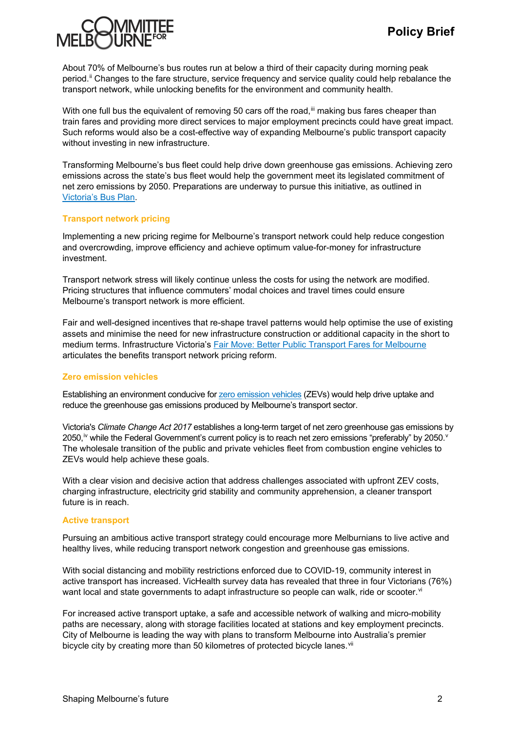About 70% of Melbourne's bus routes run at below a third of their capacity during morning peak period.[ii] Changes to the fare structure, service frequency and service quality could help rebalance the transport network, while unlocking benefits for the environment and community health.

With one full bus the equivalent of removing 50 cars off the road,[iii] making bus fares cheaper than train fares and providing more direct services to major employment precincts could have great impact. Such reforms would also be a cost-effective way of expanding Melbourne's public transport capacity without investing in new infrastructure.

Transforming Melbourne's bus fleet could help drive down greenhouse gas emissions. Achieving zero emissions across the state's bus fleet would help the government meet its legislated commitment of net zero emissions by 2050. Preparations are underway to pursue this initiative, as outlined in Victoria's Bus Plan.

### Transport network pricing

Implementing a new pricing regime for Melbourne's transport network could help reduce congestion and overcrowding, improve efficiency and achieve optimum value-for-money for infrastructure investment.

Transport network stress will likely continue unless the costs for using the network are modified. Pricing structures that influence commuters' modal choices and travel times could ensure Melbourne's transport network is more efficient.

Fair and well-designed incentives that re-shape travel patterns would help optimise the use of existing assets and minimise the need for new infrastructure construction or additional capacity in the short to medium terms. Infrastructure Victoria's Fair Move: Better Public Transport Fares for Melbourne articulates the benefits transport network pricing reform.

### Zero emission vehicles

Establishing an environment conducive for zero emission vehicles (ZEVs) would help drive uptake and reduce the greenhouse gas emissions produced by Melbourne's transport sector.

Victoria's *Climate Change Act 2017* establishes a long-term target of net zero greenhouse gas emissions by 2050,[iv] while the Federal Government's current policy is to reach net zero emissions "preferably" by 2050.[v] The wholesale transition of the public and private vehicles fleet from combustion engine vehicles to ZEVs would help achieve these goals.

With a clear vision and decisive action that address challenges associated with upfront ZEV costs, charging infrastructure, electricity grid stability and community apprehension, a cleaner transport future is in reach.

### Active transport

Pursuing an ambitious active transport strategy could encourage more Melburnians to live active and healthy lives, while reducing transport network congestion and greenhouse gas emissions.

With social distancing and mobility restrictions enforced due to COVID-19, community interest in active transport has increased. VicHealth survey data has revealed that three in four Victorians (76%) want local and state governments to adapt infrastructure so people can walk, ride or scooter.[vi]

For increased active transport uptake, a safe and accessible network of walking and micro-mobility paths are necessary, along with storage facilities located at stations and key employment precincts. City of Melbourne is leading the way with plans to transform Melbourne into Australia's premier bicycle city by creating more than 50 kilometres of protected bicycle lanes.[vii]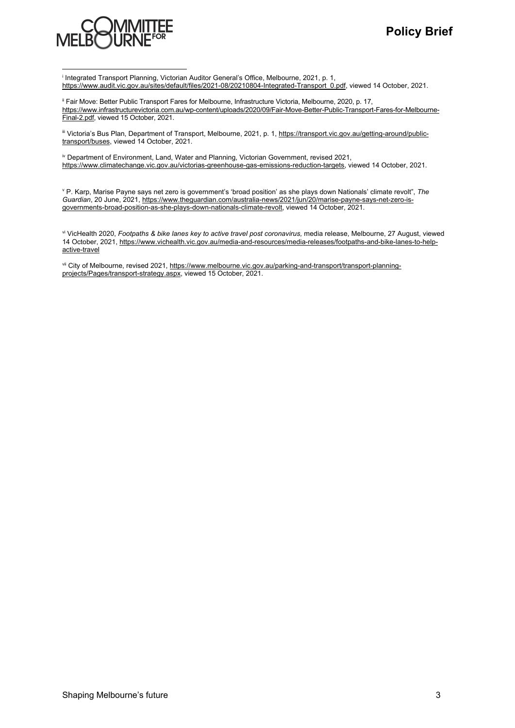[i] Integrated Transport Planning, Victorian Auditor General's Office, Melbourne, 2021, p. 1, https://www.audit.vic.gov.au/sites/default/files/2021-08/20210804-Integrated-Transport_0.pdf, viewed 14 October, 2021.

[ii] Fair Move: Better Public Transport Fares for Melbourne, Infrastructure Victoria, Melbourne, 2020, p. 17, https://www.infrastructurevictoria.com.au/wp-content/uploads/2020/09/Fair-Move-Better-Public-Transport-Fares-for-Melbourne-Final-2.pdf, viewed 15 October, 2021.

[iii] Victoria's Bus Plan, Department of Transport, Melbourne, 2021, p. 1, https://transport.vic.gov.au/getting-around/public-transport/buses, viewed 14 October, 2021.

[iv] Department of Environment, Land, Water and Planning, Victorian Government, revised 2021, https://www.climatechange.vic.gov.au/victorias-greenhouse-gas-emissions-reduction-targets, viewed 14 October, 2021.

[v] P. Karp, Marise Payne says net zero is government's 'broad position' as she plays down Nationals' climate revolt", *The Guardian*, 20 June, 2021, https://www.theguardian.com/australia-news/2021/jun/20/marise-payne-says-net-zero-is-governments-broad-position-as-she-plays-down-nationals-climate-revolt, viewed 14 October, 2021.

[vi] VicHealth 2020, *Footpaths & bike lanes key to active travel post coronavirus,* media release, Melbourne, 27 August, viewed 14 October, 2021, https://www.vichealth.vic.gov.au/media-and-resources/media-releases/footpaths-and-bike-lanes-to-help-active-travel

[vii] City of Melbourne, revised 2021, https://www.melbourne.vic.gov.au/parking-and-transport/transport-planning-projects/Pages/transport-strategy.aspx, viewed 15 October, 2021.